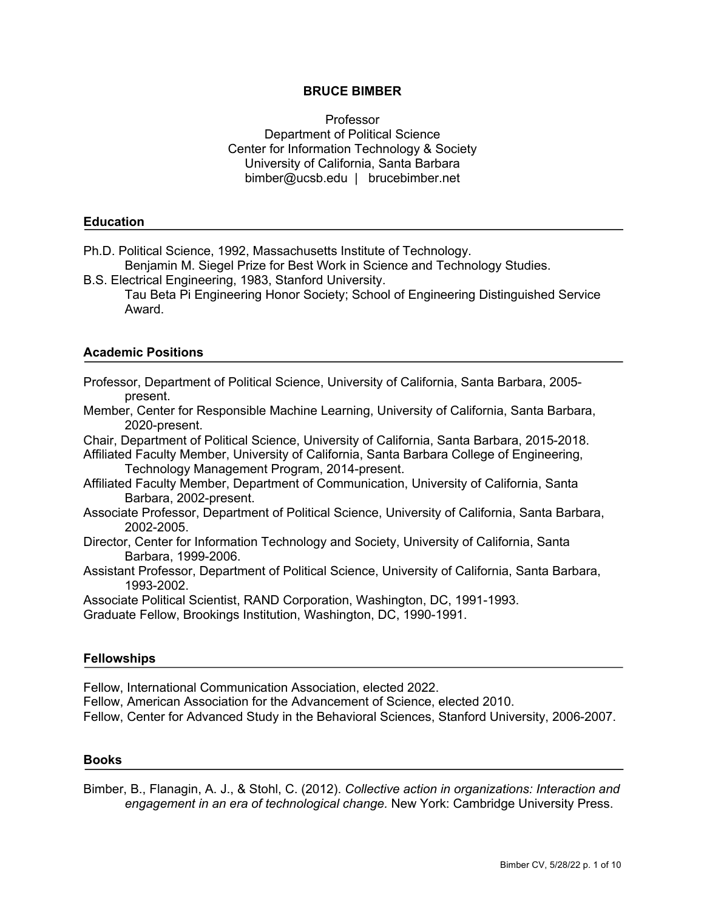# BRUCE BIMBER

Professor
Department of Political Science
Center for Information Technology & Society
University of California, Santa Barbara
bimber@ucsb.edu | brucebimber.net

## Education

Ph.D. Political Science, 1992, Massachusetts Institute of Technology.
    Benjamin M. Siegel Prize for Best Work in Science and Technology Studies.

B.S. Electrical Engineering, 1983, Stanford University.
    Tau Beta Pi Engineering Honor Society; School of Engineering Distinguished Service Award.

## Academic Positions

Professor, Department of Political Science, University of California, Santa Barbara, 2005-present.

Member, Center for Responsible Machine Learning, University of California, Santa Barbara, 2020-present.

Chair, Department of Political Science, University of California, Santa Barbara, 2015-2018.

Affiliated Faculty Member, University of California, Santa Barbara College of Engineering, Technology Management Program, 2014-present.

Affiliated Faculty Member, Department of Communication, University of California, Santa Barbara, 2002-present.

Associate Professor, Department of Political Science, University of California, Santa Barbara, 2002-2005.

Director, Center for Information Technology and Society, University of California, Santa Barbara, 1999-2006.

Assistant Professor, Department of Political Science, University of California, Santa Barbara, 1993-2002.

Associate Political Scientist, RAND Corporation, Washington, DC, 1991-1993.

Graduate Fellow, Brookings Institution, Washington, DC, 1990-1991.

## Fellowships

Fellow, International Communication Association, elected 2022.

Fellow, American Association for the Advancement of Science, elected 2010.

Fellow, Center for Advanced Study in the Behavioral Sciences, Stanford University, 2006-2007.

## Books

Bimber, B., Flanagin, A. J., & Stohl, C. (2012). *Collective action in organizations: Interaction and engagement in an era of technological change.* New York: Cambridge University Press.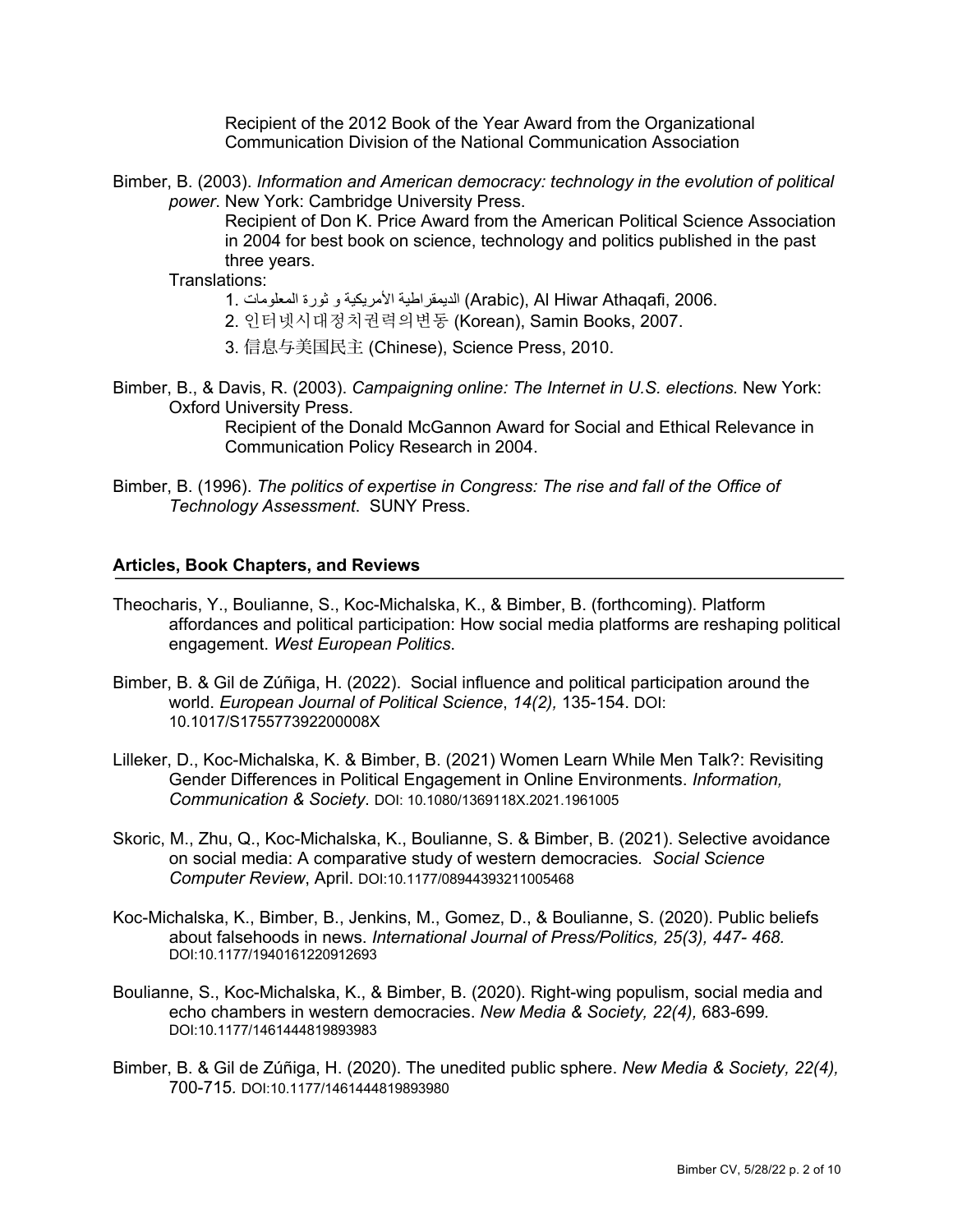Recipient of the 2012 Book of the Year Award from the Organizational Communication Division of the National Communication Association

Bimber, B. (2003). *Information and American democracy: technology in the evolution of political power*. New York: Cambridge University Press.

Recipient of Don K. Price Award from the American Political Science Association in 2004 for best book on science, technology and politics published in the past three years.

Translations:

1. الديمقراطية الأمريكية و ثورة المعلومات (Arabic), Al Hiwar Athaqafi, 2006.
2. 인터넷시대정치권력의변동 (Korean), Samin Books, 2007.
3. 信息与美国民主 (Chinese), Science Press, 2010.

Bimber, B., & Davis, R. (2003). *Campaigning online: The Internet in U.S. elections*. New York: Oxford University Press.

Recipient of the Donald McGannon Award for Social and Ethical Relevance in Communication Policy Research in 2004.

Bimber, B. (1996). *The politics of expertise in Congress: The rise and fall of the Office of Technology Assessment*. SUNY Press.

## Articles, Book Chapters, and Reviews

Theocharis, Y., Boulianne, S., Koc-Michalska, K., & Bimber, B. (forthcoming). Platform affordances and political participation: How social media platforms are reshaping political engagement. *West European Politics*.

Bimber, B. & Gil de Zúñiga, H. (2022). Social influence and political participation around the world. *European Journal of Political Science*, *14(2),* 135-154. DOI: 10.1017/S175577392200008X

Lilleker, D., Koc-Michalska, K. & Bimber, B. (2021) Women Learn While Men Talk?: Revisiting Gender Differences in Political Engagement in Online Environments. *Information, Communication & Society*. DOI: 10.1080/1369118X.2021.1961005

Skoric, M., Zhu, Q., Koc-Michalska, K., Boulianne, S. & Bimber, B. (2021). Selective avoidance on social media: A comparative study of western democracies. *Social Science Computer Review*, April. DOI:10.1177/08944393211005468

Koc-Michalska, K., Bimber, B., Jenkins, M., Gomez, D., & Boulianne, S. (2020). Public beliefs about falsehoods in news. *International Journal of Press/Politics, 25(3), 447- 468.* DOI:10.1177/1940161220912693

Boulianne, S., Koc-Michalska, K., & Bimber, B. (2020). Right-wing populism, social media and echo chambers in western democracies. *New Media & Society, 22(4),* 683-699. DOI:10.1177/1461444819893983

Bimber, B. & Gil de Zúñiga, H. (2020). The unedited public sphere. *New Media & Society, 22(4),* 700-715. DOI:10.1177/1461444819893980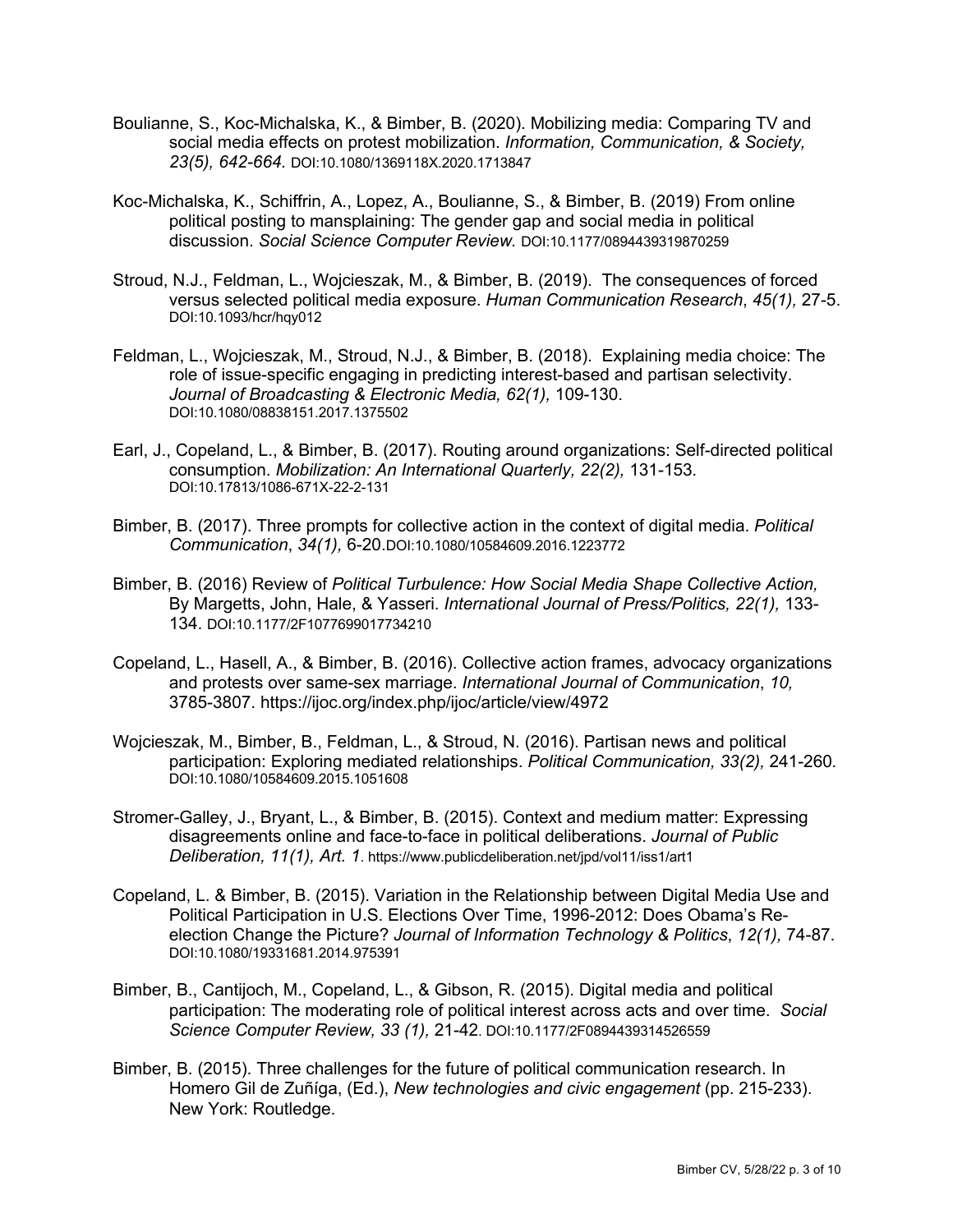Boulianne, S., Koc-Michalska, K., & Bimber, B. (2020). Mobilizing media: Comparing TV and social media effects on protest mobilization. *Information, Communication, & Society, 23(5), 642-664.* DOI:10.1080/1369118X.2020.1713847

Koc-Michalska, K., Schiffrin, A., Lopez, A., Boulianne, S., & Bimber, B. (2019) From online political posting to mansplaining: The gender gap and social media in political discussion. *Social Science Computer Review.* DOI:10.1177/0894439319870259

Stroud, N.J., Feldman, L., Wojcieszak, M., & Bimber, B. (2019). The consequences of forced versus selected political media exposure. *Human Communication Research*, *45(1),* 27-5. DOI:10.1093/hcr/hqy012

Feldman, L., Wojcieszak, M., Stroud, N.J., & Bimber, B. (2018). Explaining media choice: The role of issue-specific engaging in predicting interest-based and partisan selectivity. *Journal of Broadcasting & Electronic Media, 62(1),* 109-130. DOI:10.1080/08838151.2017.1375502

Earl, J., Copeland, L., & Bimber, B. (2017). Routing around organizations: Self-directed political consumption. *Mobilization: An International Quarterly, 22(2),* 131-153*.* DOI:10.17813/1086-671X-22-2-131

Bimber, B. (2017). Three prompts for collective action in the context of digital media. *Political Communication*, *34(1),* 6-20.DOI:10.1080/10584609.2016.1223772

Bimber, B. (2016) Review of *Political Turbulence: How Social Media Shape Collective Action,* By Margetts, John, Hale, & Yasseri. *International Journal of Press/Politics, 22(1),* 133-134. DOI:10.1177/2F1077699017734210

Copeland, L., Hasell, A., & Bimber, B. (2016). Collective action frames, advocacy organizations and protests over same-sex marriage. *International Journal of Communication*, *10,* 3785-3807. https://ijoc.org/index.php/ijoc/article/view/4972

Wojcieszak, M., Bimber, B., Feldman, L., & Stroud, N. (2016). Partisan news and political participation: Exploring mediated relationships. *Political Communication, 33(2),* 241-260. DOI:10.1080/10584609.2015.1051608

Stromer-Galley, J., Bryant, L., & Bimber, B. (2015). Context and medium matter: Expressing disagreements online and face-to-face in political deliberations. *Journal of Public Deliberation, 11(1), Art. 1*. https://www.publicdeliberation.net/jpd/vol11/iss1/art1

Copeland, L. & Bimber, B. (2015). Variation in the Relationship between Digital Media Use and Political Participation in U.S. Elections Over Time, 1996-2012: Does Obama's Re-election Change the Picture? *Journal of Information Technology & Politics*, *12(1),* 74-87. DOI:10.1080/19331681.2014.975391

Bimber, B., Cantijoch, M., Copeland, L., & Gibson, R. (2015). Digital media and political participation: The moderating role of political interest across acts and over time. *Social Science Computer Review, 33 (1),* 21-42. DOI:10.1177/2F0894439314526559

Bimber, B. (2015). Three challenges for the future of political communication research. In Homero Gil de Zuñíga, (Ed.), *New technologies and civic engagement* (pp. 215-233). New York: Routledge.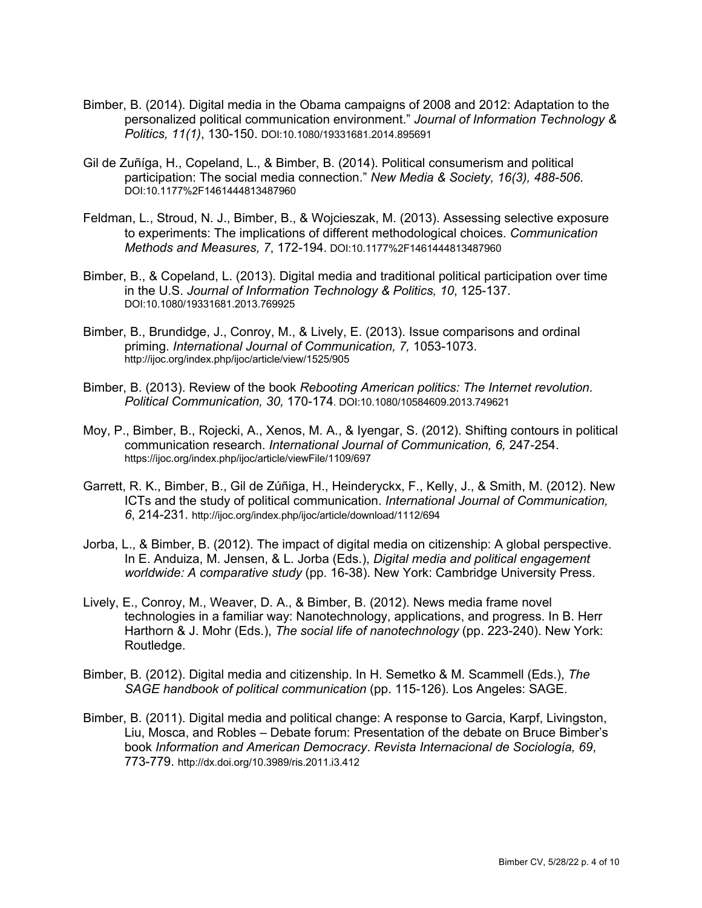Bimber, B. (2014). Digital media in the Obama campaigns of 2008 and 2012: Adaptation to the personalized political communication environment." *Journal of Information Technology & Politics, 11(1)*, 130-150. DOI:10.1080/19331681.2014.895691

Gil de Zuñíga, H., Copeland, L., & Bimber, B. (2014). Political consumerism and political participation: The social media connection." *New Media & Society, 16(3), 488-506.* DOI:10.1177%2F1461444813487960

Feldman, L., Stroud, N. J., Bimber, B., & Wojcieszak, M. (2013). Assessing selective exposure to experiments: The implications of different methodological choices. *Communication Methods and Measures, 7*, 172-194. DOI:10.1177%2F1461444813487960

Bimber, B., & Copeland, L. (2013). Digital media and traditional political participation over time in the U.S. *Journal of Information Technology & Politics, 10*, 125-137. DOI:10.1080/19331681.2013.769925

Bimber, B., Brundidge, J., Conroy, M., & Lively, E. (2013). Issue comparisons and ordinal priming. *International Journal of Communication, 7,* 1053-1073. http://ijoc.org/index.php/ijoc/article/view/1525/905

Bimber, B. (2013). Review of the book *Rebooting American politics: The Internet revolution*. *Political Communication, 30,* 170-174. DOI:10.1080/10584609.2013.749621

Moy, P., Bimber, B., Rojecki, A., Xenos, M. A., & Iyengar, S. (2012). Shifting contours in political communication research. *International Journal of Communication, 6,* 247-254. https://ijoc.org/index.php/ijoc/article/viewFile/1109/697

Garrett, R. K., Bimber, B., Gil de Zúñiga, H., Heinderyckx, F., Kelly, J., & Smith, M. (2012). New ICTs and the study of political communication. *International Journal of Communication, 6*, 214-231. http://ijoc.org/index.php/ijoc/article/download/1112/694

Jorba, L., & Bimber, B. (2012). The impact of digital media on citizenship: A global perspective. In E. Anduiza, M. Jensen, & L. Jorba (Eds.), *Digital media and political engagement worldwide: A comparative study* (pp. 16-38). New York: Cambridge University Press.

Lively, E., Conroy, M., Weaver, D. A., & Bimber, B. (2012). News media frame novel technologies in a familiar way: Nanotechnology, applications, and progress. In B. Herr Harthorn & J. Mohr (Eds.), *The social life of nanotechnology* (pp. 223-240). New York: Routledge.

Bimber, B. (2012). Digital media and citizenship. In H. Semetko & M. Scammell (Eds.), *The SAGE handbook of political communication* (pp. 115-126). Los Angeles: SAGE.

Bimber, B. (2011). Digital media and political change: A response to Garcia, Karpf, Livingston, Liu, Mosca, and Robles – Debate forum: Presentation of the debate on Bruce Bimber's book *Information and American Democracy*. *Revista Internacional de Sociología, 69*, 773-779. http://dx.doi.org/10.3989/ris.2011.i3.412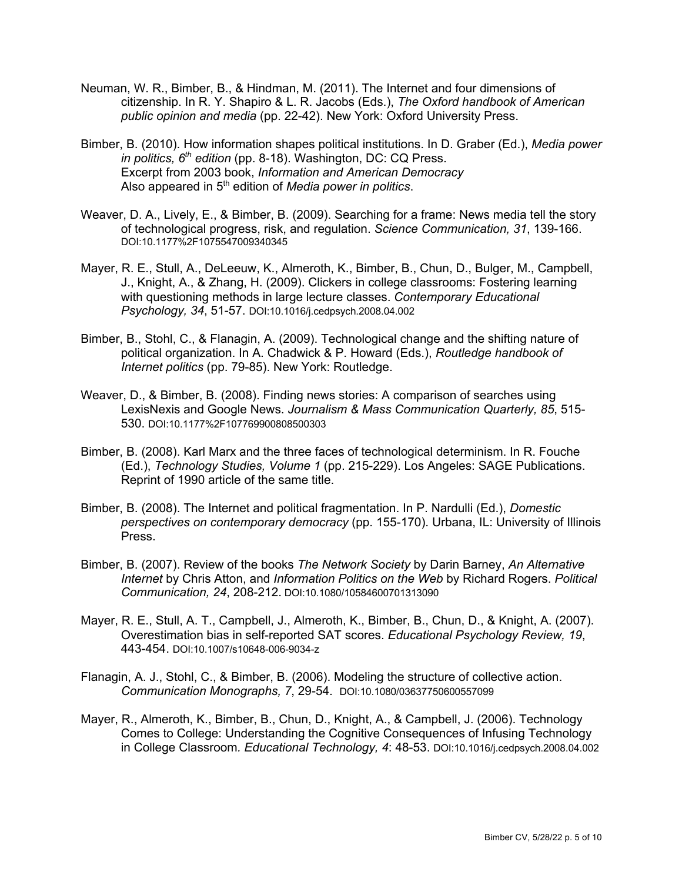Neuman, W. R., Bimber, B., & Hindman, M. (2011). The Internet and four dimensions of citizenship. In R. Y. Shapiro & L. R. Jacobs (Eds.), *The Oxford handbook of American public opinion and media* (pp. 22-42). New York: Oxford University Press.

Bimber, B. (2010). How information shapes political institutions. In D. Graber (Ed.), *Media power in politics, 6th edition* (pp. 8-18). Washington, DC: CQ Press.
Excerpt from 2003 book, *Information and American Democracy*
Also appeared in 5th edition of *Media power in politics*.

Weaver, D. A., Lively, E., & Bimber, B. (2009). Searching for a frame: News media tell the story of technological progress, risk, and regulation. *Science Communication, 31*, 139-166. DOI:10.1177%2F1075547009340345

Mayer, R. E., Stull, A., DeLeeuw, K., Almeroth, K., Bimber, B., Chun, D., Bulger, M., Campbell, J., Knight, A., & Zhang, H. (2009). Clickers in college classrooms: Fostering learning with questioning methods in large lecture classes. *Contemporary Educational Psychology, 34*, 51-57. DOI:10.1016/j.cedpsych.2008.04.002

Bimber, B., Stohl, C., & Flanagin, A. (2009). Technological change and the shifting nature of political organization. In A. Chadwick & P. Howard (Eds.), *Routledge handbook of Internet politics* (pp. 79-85). New York: Routledge.

Weaver, D., & Bimber, B. (2008). Finding news stories: A comparison of searches using LexisNexis and Google News. *Journalism & Mass Communication Quarterly, 85*, 515-530. DOI:10.1177%2F107769900808500303

Bimber, B. (2008). Karl Marx and the three faces of technological determinism. In R. Fouche (Ed.), *Technology Studies, Volume 1* (pp. 215-229). Los Angeles: SAGE Publications. Reprint of 1990 article of the same title.

Bimber, B. (2008). The Internet and political fragmentation. In P. Nardulli (Ed.), *Domestic perspectives on contemporary democracy* (pp. 155-170). Urbana, IL: University of Illinois Press.

Bimber, B. (2007). Review of the books *The Network Society* by Darin Barney, *An Alternative Internet* by Chris Atton, and *Information Politics on the Web* by Richard Rogers. *Political Communication, 24*, 208-212. DOI:10.1080/10584600701313090

Mayer, R. E., Stull, A. T., Campbell, J., Almeroth, K., Bimber, B., Chun, D., & Knight, A. (2007). Overestimation bias in self-reported SAT scores. *Educational Psychology Review, 19*, 443-454. DOI:10.1007/s10648-006-9034-z

Flanagin, A. J., Stohl, C., & Bimber, B. (2006). Modeling the structure of collective action. *Communication Monographs, 7*, 29-54. DOI:10.1080/03637750600557099

Mayer, R., Almeroth, K., Bimber, B., Chun, D., Knight, A., & Campbell, J. (2006). Technology Comes to College: Understanding the Cognitive Consequences of Infusing Technology in College Classroom. *Educational Technology, 4*: 48-53. DOI:10.1016/j.cedpsych.2008.04.002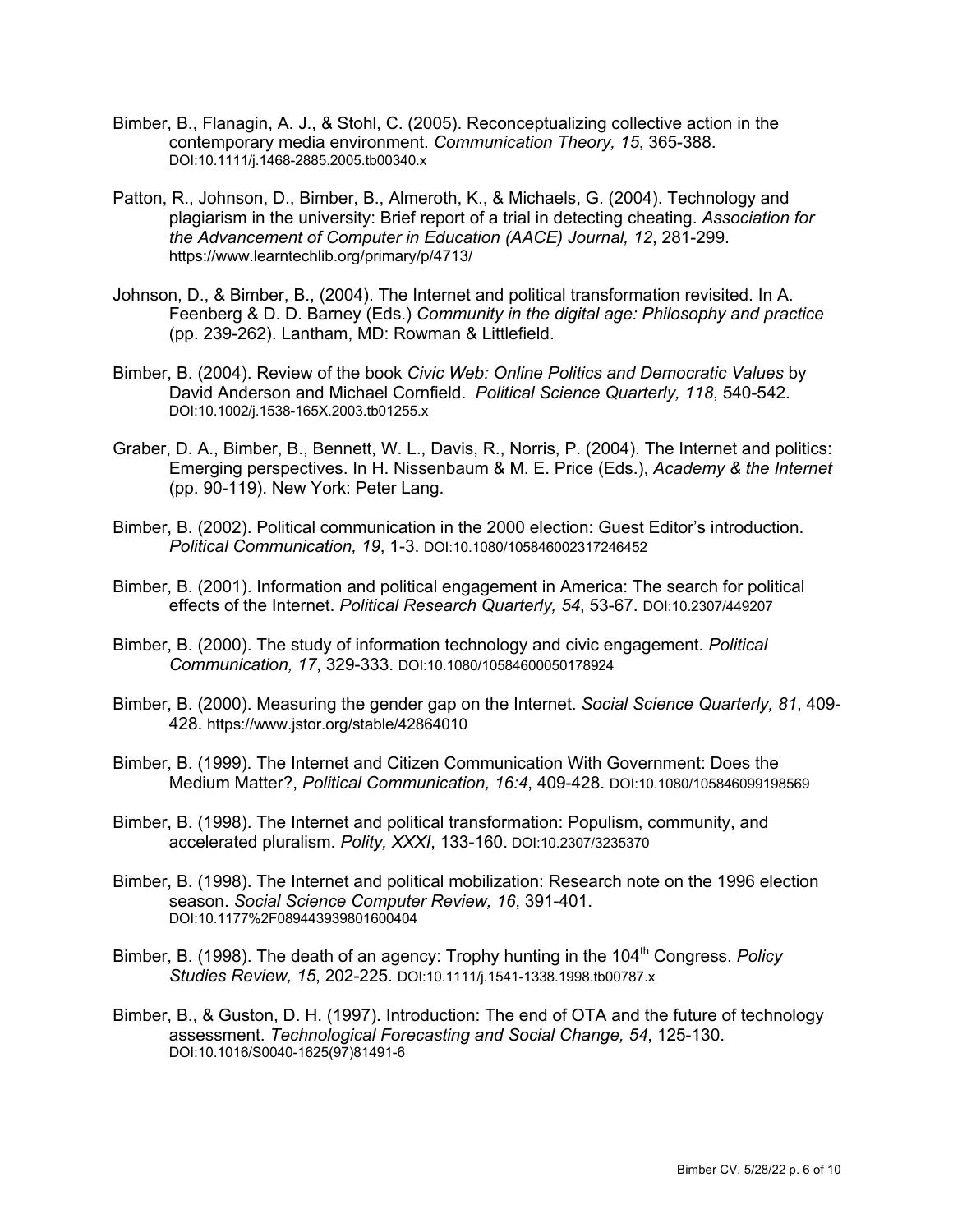Bimber, B., Flanagin, A. J., & Stohl, C. (2005). Reconceptualizing collective action in the contemporary media environment. *Communication Theory, 15*, 365-388. DOI:10.1111/j.1468-2885.2005.tb00340.x

Patton, R., Johnson, D., Bimber, B., Almeroth, K., & Michaels, G. (2004). Technology and plagiarism in the university: Brief report of a trial in detecting cheating. *Association for the Advancement of Computer in Education (AACE) Journal, 12*, 281-299. https://www.learntechlib.org/primary/p/4713/

Johnson, D., & Bimber, B., (2004). The Internet and political transformation revisited. In A. Feenberg & D. D. Barney (Eds.) *Community in the digital age: Philosophy and practice* (pp. 239-262). Lantham, MD: Rowman & Littlefield.

Bimber, B. (2004). Review of the book *Civic Web: Online Politics and Democratic Values* by David Anderson and Michael Cornfield. *Political Science Quarterly, 118*, 540-542. DOI:10.1002/j.1538-165X.2003.tb01255.x

Graber, D. A., Bimber, B., Bennett, W. L., Davis, R., Norris, P. (2004). The Internet and politics: Emerging perspectives. In H. Nissenbaum & M. E. Price (Eds.), *Academy & the Internet* (pp. 90-119). New York: Peter Lang.

Bimber, B. (2002). Political communication in the 2000 election: Guest Editor's introduction. *Political Communication, 19*, 1-3. DOI:10.1080/105846002317246452

Bimber, B. (2001). Information and political engagement in America: The search for political effects of the Internet. *Political Research Quarterly, 54*, 53-67. DOI:10.2307/449207

Bimber, B. (2000). The study of information technology and civic engagement. *Political Communication, 17*, 329-333. DOI:10.1080/10584600050178924

Bimber, B. (2000). Measuring the gender gap on the Internet. *Social Science Quarterly, 81*, 409-428. https://www.jstor.org/stable/42864010

Bimber, B. (1999). The Internet and Citizen Communication With Government: Does the Medium Matter?, *Political Communication, 16:4*, 409-428. DOI:10.1080/105846099198569

Bimber, B. (1998). The Internet and political transformation: Populism, community, and accelerated pluralism. *Polity, XXXI*, 133-160. DOI:10.2307/3235370

Bimber, B. (1998). The Internet and political mobilization: Research note on the 1996 election season. *Social Science Computer Review, 16*, 391-401. DOI:10.1177%2F089443939801600404

Bimber, B. (1998). The death of an agency: Trophy hunting in the 104th Congress. *Policy Studies Review, 15*, 202-225. DOI:10.1111/j.1541-1338.1998.tb00787.x

Bimber, B., & Guston, D. H. (1997). Introduction: The end of OTA and the future of technology assessment. *Technological Forecasting and Social Change, 54*, 125-130. DOI:10.1016/S0040-1625(97)81491-6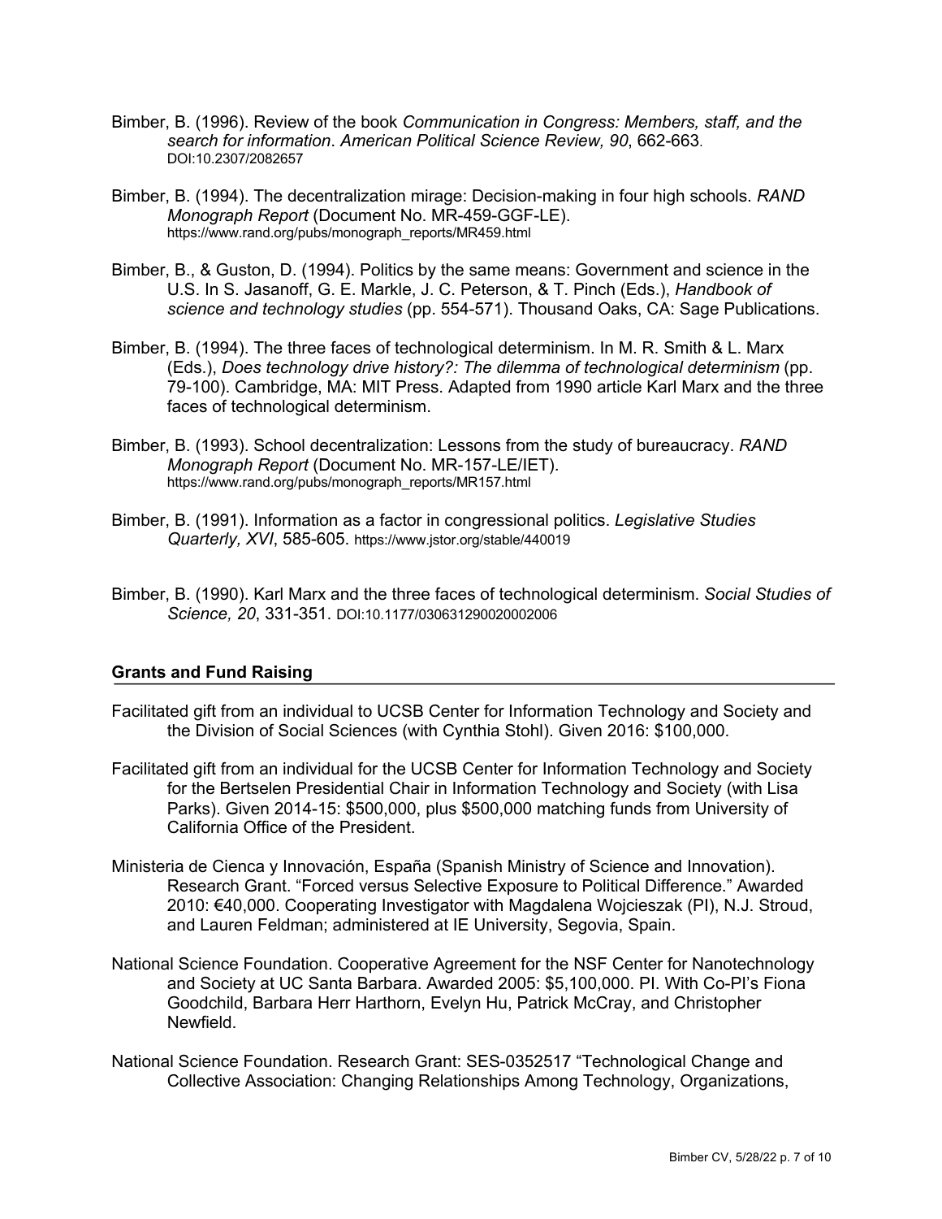Bimber, B. (1996). Review of the book *Communication in Congress: Members, staff, and the search for information*. *American Political Science Review, 90*, 662-663. DOI:10.2307/2082657

Bimber, B. (1994). The decentralization mirage: Decision-making in four high schools. *RAND Monograph Report* (Document No. MR-459-GGF-LE). https://www.rand.org/pubs/monograph_reports/MR459.html

Bimber, B., & Guston, D. (1994). Politics by the same means: Government and science in the U.S. In S. Jasanoff, G. E. Markle, J. C. Peterson, & T. Pinch (Eds.), *Handbook of science and technology studies* (pp. 554-571). Thousand Oaks, CA: Sage Publications.

Bimber, B. (1994). The three faces of technological determinism. In M. R. Smith & L. Marx (Eds.), *Does technology drive history?: The dilemma of technological determinism* (pp. 79-100). Cambridge, MA: MIT Press. Adapted from 1990 article Karl Marx and the three faces of technological determinism.

Bimber, B. (1993). School decentralization: Lessons from the study of bureaucracy. *RAND Monograph Report* (Document No. MR-157-LE/IET). https://www.rand.org/pubs/monograph_reports/MR157.html

Bimber, B. (1991). Information as a factor in congressional politics. *Legislative Studies Quarterly, XVI*, 585-605. https://www.jstor.org/stable/440019

Bimber, B. (1990). Karl Marx and the three faces of technological determinism. *Social Studies of Science, 20*, 331-351. DOI:10.1177/030631290020002006

## Grants and Fund Raising

Facilitated gift from an individual to UCSB Center for Information Technology and Society and the Division of Social Sciences (with Cynthia Stohl). Given 2016: $100,000.

Facilitated gift from an individual for the UCSB Center for Information Technology and Society for the Bertselen Presidential Chair in Information Technology and Society (with Lisa Parks). Given 2014-15: $500,000, plus $500,000 matching funds from University of California Office of the President.

Ministeria de Cienca y Innovación, España (Spanish Ministry of Science and Innovation). Research Grant. "Forced versus Selective Exposure to Political Difference." Awarded 2010: €40,000. Cooperating Investigator with Magdalena Wojcieszak (PI), N.J. Stroud, and Lauren Feldman; administered at IE University, Segovia, Spain.

National Science Foundation. Cooperative Agreement for the NSF Center for Nanotechnology and Society at UC Santa Barbara. Awarded 2005: $5,100,000. PI. With Co-PI's Fiona Goodchild, Barbara Herr Harthorn, Evelyn Hu, Patrick McCray, and Christopher Newfield.

National Science Foundation. Research Grant: SES-0352517 "Technological Change and Collective Association: Changing Relationships Among Technology, Organizations,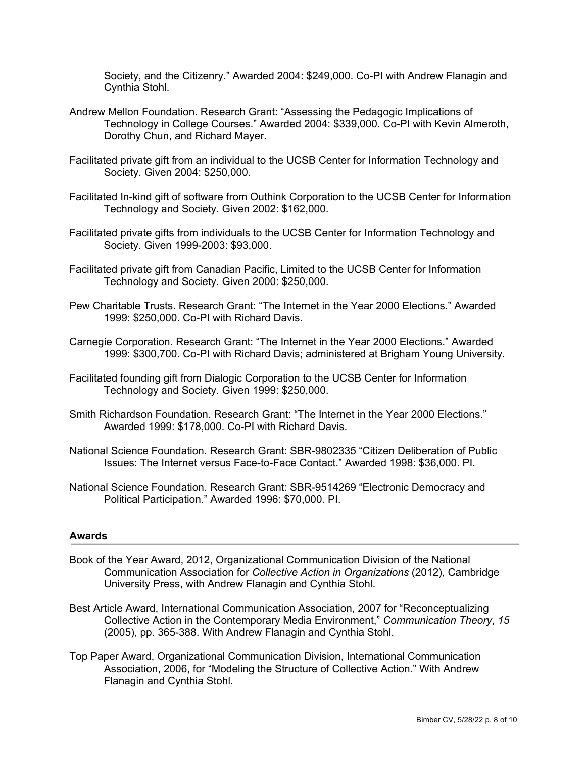Society, and the Citizenry." Awarded 2004: $249,000. Co-PI with Andrew Flanagin and Cynthia Stohl.

Andrew Mellon Foundation. Research Grant: "Assessing the Pedagogic Implications of Technology in College Courses." Awarded 2004: $339,000. Co-PI with Kevin Almeroth, Dorothy Chun, and Richard Mayer.

Facilitated private gift from an individual to the UCSB Center for Information Technology and Society. Given 2004: $250,000.

Facilitated In-kind gift of software from Outhink Corporation to the UCSB Center for Information Technology and Society. Given 2002: $162,000.

Facilitated private gifts from individuals to the UCSB Center for Information Technology and Society. Given 1999-2003: $93,000.

Facilitated private gift from Canadian Pacific, Limited to the UCSB Center for Information Technology and Society. Given 2000: $250,000.

Pew Charitable Trusts. Research Grant: "The Internet in the Year 2000 Elections." Awarded 1999: $250,000. Co-PI with Richard Davis.

Carnegie Corporation. Research Grant: "The Internet in the Year 2000 Elections." Awarded 1999: $300,700. Co-PI with Richard Davis; administered at Brigham Young University.

Facilitated founding gift from Dialogic Corporation to the UCSB Center for Information Technology and Society. Given 1999: $250,000.

Smith Richardson Foundation. Research Grant: "The Internet in the Year 2000 Elections." Awarded 1999: $178,000. Co-PI with Richard Davis.

National Science Foundation. Research Grant: SBR-9802335 "Citizen Deliberation of Public Issues: The Internet versus Face-to-Face Contact." Awarded 1998: $36,000. PI.

National Science Foundation. Research Grant: SBR-9514269 "Electronic Democracy and Political Participation." Awarded 1996: $70,000. PI.

## Awards

Book of the Year Award, 2012, Organizational Communication Division of the National Communication Association for *Collective Action in Organizations* (2012), Cambridge University Press, with Andrew Flanagin and Cynthia Stohl.

Best Article Award, International Communication Association, 2007 for "Reconceptualizing Collective Action in the Contemporary Media Environment," *Communication Theory*, *15* (2005), pp. 365-388. With Andrew Flanagin and Cynthia Stohl.

Top Paper Award, Organizational Communication Division, International Communication Association, 2006, for "Modeling the Structure of Collective Action." With Andrew Flanagin and Cynthia Stohl.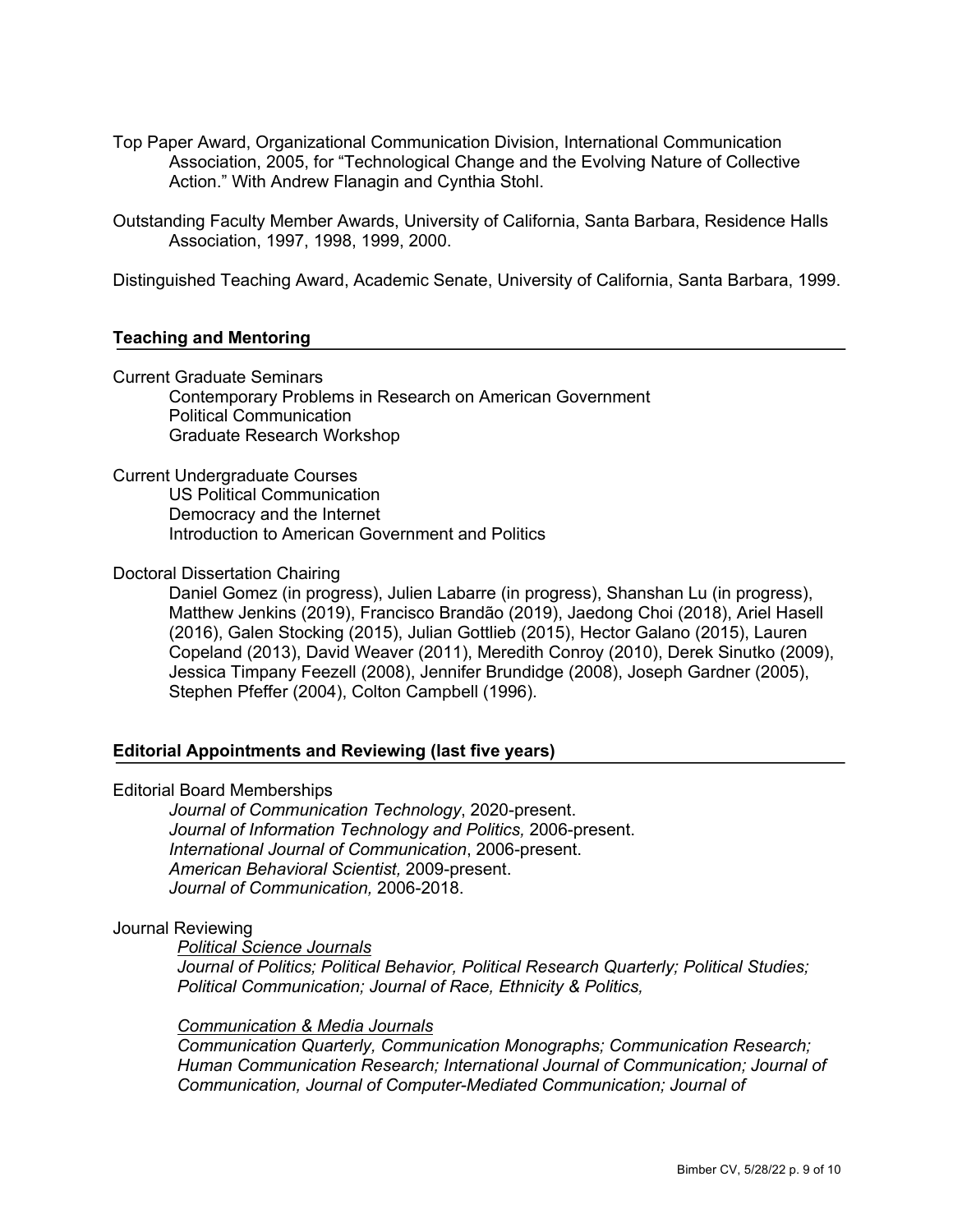Top Paper Award, Organizational Communication Division, International Communication Association, 2005, for "Technological Change and the Evolving Nature of Collective Action." With Andrew Flanagin and Cynthia Stohl.

Outstanding Faculty Member Awards, University of California, Santa Barbara, Residence Halls Association, 1997, 1998, 1999, 2000.

Distinguished Teaching Award, Academic Senate, University of California, Santa Barbara, 1999.

## Teaching and Mentoring

Current Graduate Seminars

- Contemporary Problems in Research on American Government
- Political Communication
- Graduate Research Workshop

Current Undergraduate Courses

- US Political Communication
- Democracy and the Internet
- Introduction to American Government and Politics

Doctoral Dissertation Chairing

Daniel Gomez (in progress), Julien Labarre (in progress), Shanshan Lu (in progress), Matthew Jenkins (2019), Francisco Brandão (2019), Jaedong Choi (2018), Ariel Hasell (2016), Galen Stocking (2015), Julian Gottlieb (2015), Hector Galano (2015), Lauren Copeland (2013), David Weaver (2011), Meredith Conroy (2010), Derek Sinutko (2009), Jessica Timpany Feezell (2008), Jennifer Brundidge (2008), Joseph Gardner (2005), Stephen Pfeffer (2004), Colton Campbell (1996).

## Editorial Appointments and Reviewing (last five years)

Editorial Board Memberships

- *Journal of Communication Technology*, 2020-present.
- *Journal of Information Technology and Politics,* 2006-present.
- *International Journal of Communication*, 2006-present.
- *American Behavioral Scientist,* 2009-present.
- *Journal of Communication,* 2006-2018.

Journal Reviewing

*Political Science Journals*
*Journal of Politics; Political Behavior, Political Research Quarterly; Political Studies; Political Communication; Journal of Race, Ethnicity & Politics,*

*Communication & Media Journals*
*Communication Quarterly, Communication Monographs; Communication Research; Human Communication Research; International Journal of Communication; Journal of Communication, Journal of Computer-Mediated Communication; Journal of*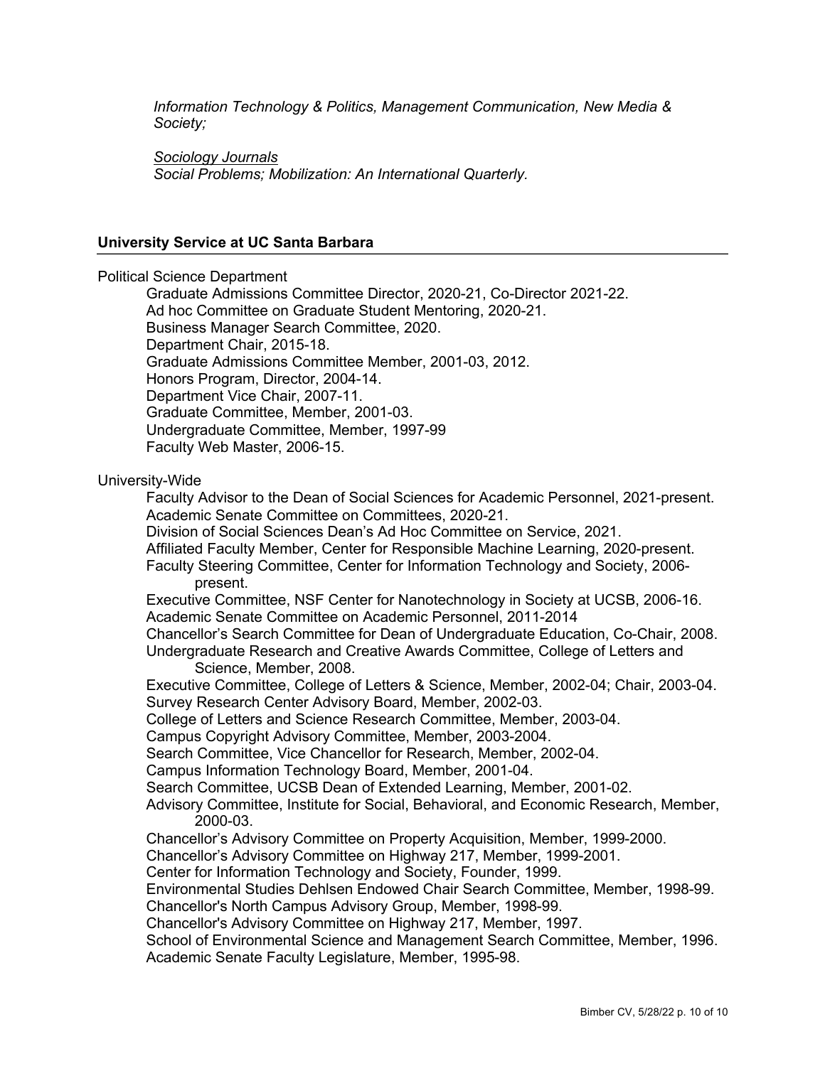*Information Technology & Politics, Management Communication, New Media & Society;*

*Sociology Journals*
*Social Problems; Mobilization: An International Quarterly.*

## University Service at UC Santa Barbara

Political Science Department

- Graduate Admissions Committee Director, 2020-21, Co-Director 2021-22.
- Ad hoc Committee on Graduate Student Mentoring, 2020-21.
- Business Manager Search Committee, 2020.
- Department Chair, 2015-18.
- Graduate Admissions Committee Member, 2001-03, 2012.
- Honors Program, Director, 2004-14.
- Department Vice Chair, 2007-11.
- Graduate Committee, Member, 2001-03.
- Undergraduate Committee, Member, 1997-99
- Faculty Web Master, 2006-15.

University-Wide

- Faculty Advisor to the Dean of Social Sciences for Academic Personnel, 2021-present.
- Academic Senate Committee on Committees, 2020-21.
- Division of Social Sciences Dean's Ad Hoc Committee on Service, 2021.
- Affiliated Faculty Member, Center for Responsible Machine Learning, 2020-present.
- Faculty Steering Committee, Center for Information Technology and Society, 2006-present.
- Executive Committee, NSF Center for Nanotechnology in Society at UCSB, 2006-16.
- Academic Senate Committee on Academic Personnel, 2011-2014
- Chancellor's Search Committee for Dean of Undergraduate Education, Co-Chair, 2008.
- Undergraduate Research and Creative Awards Committee, College of Letters and Science, Member, 2008.
- Executive Committee, College of Letters & Science, Member, 2002-04; Chair, 2003-04.
- Survey Research Center Advisory Board, Member, 2002-03.
- College of Letters and Science Research Committee, Member, 2003-04.
- Campus Copyright Advisory Committee, Member, 2003-2004.
- Search Committee, Vice Chancellor for Research, Member, 2002-04.
- Campus Information Technology Board, Member, 2001-04.
- Search Committee, UCSB Dean of Extended Learning, Member, 2001-02.
- Advisory Committee, Institute for Social, Behavioral, and Economic Research, Member, 2000-03.
- Chancellor's Advisory Committee on Property Acquisition, Member, 1999-2000.
- Chancellor's Advisory Committee on Highway 217, Member, 1999-2001.
- Center for Information Technology and Society, Founder, 1999.
- Environmental Studies Dehlsen Endowed Chair Search Committee, Member, 1998-99.
- Chancellor's North Campus Advisory Group, Member, 1998-99.
- Chancellor's Advisory Committee on Highway 217, Member, 1997.
- School of Environmental Science and Management Search Committee, Member, 1996.
- Academic Senate Faculty Legislature, Member, 1995-98.